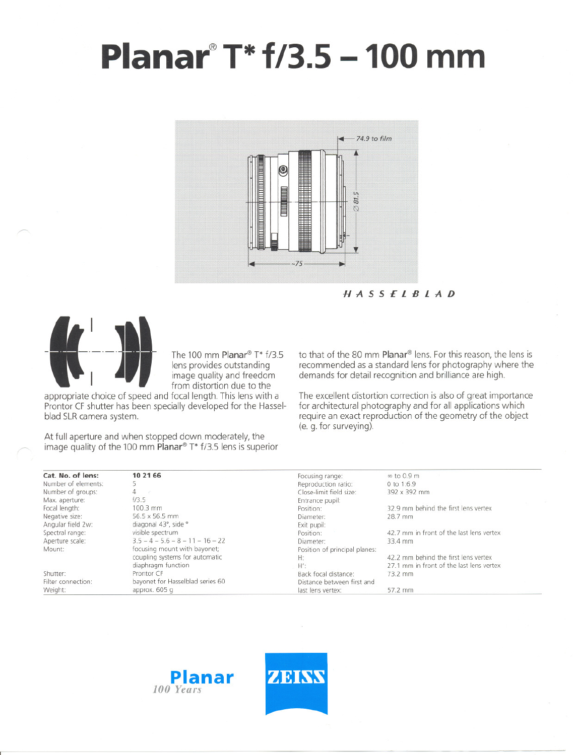# Planar® T* f/3.5 – 100 mm

HASSELBLAD

The 100 mm Planar® T* f/3.5 lens provides outstanding image quality and freedom from distortion due to the appropriate choice of speed and focal length. This lens with a Prontor CF shutter has been specially developed for the Hasselblad SLR camera system.

At full aperture and when stopped down moderately, the image quality of the 100 mm Planar® T* f/3.5 lens is superior to that of the 80 mm Planar® lens. For this reason, the lens is recommended as a standard lens for photography where the demands for detail recognition and brilliance are high.

The excellent distortion correction is also of great importance for architectural photography and for all applications which require an exact reproduction of the geometry of the object (e. g. for surveying).

| | |
|---|---|
| **Cat. No. of lens:** | **10 21 66** |
| Number of elements: | 5 |
| Number of groups: | 4 |
| Max. aperture: | f/3.5 |
| Focal length: | 100.3 mm |
| Negative size: | 56.5 x 56.5 mm |
| Angular field 2w: | diagonal 43°, side ° |
| Spectral range: | visible spectrum |
| Aperture scale: | 3.5 – 4 – 5.6 – 8 – 11 – 16 – 22 |
| Mount: | focusing mount with bayonet; coupling systems for automatic diaphragm function |
| Shutter: | Prontor CF |
| Filter connection: | bayonet for Hasselblad series 60 |
| Weight: | approx. 605 g |
| Focusing range: | ∞ to 0.9 m |
| Reproduction ratio: | 0 to 1:6.9 |
| Close-limit field size: | 392 x 392 mm |
| Entrance pupil: | |
| Position: | 32.9 mm behind the first lens vertex |
| Diameter: | 28.7 mm |
| Exit pupil: | |
| Position: | 42.7 mm in front of the last lens vertex |
| Diameter: | 33.4 mm |
| Position of principal planes: | |
| H: | 42.2 mm behind the first lens vertex |
| H': | 27.1 mm in front of the last lens vertex |
| Back focal distance: | 73.2 mm |
| Distance between first and last lens vertex: | 57.2 mm |

Planar
*100 Years*

ZEISS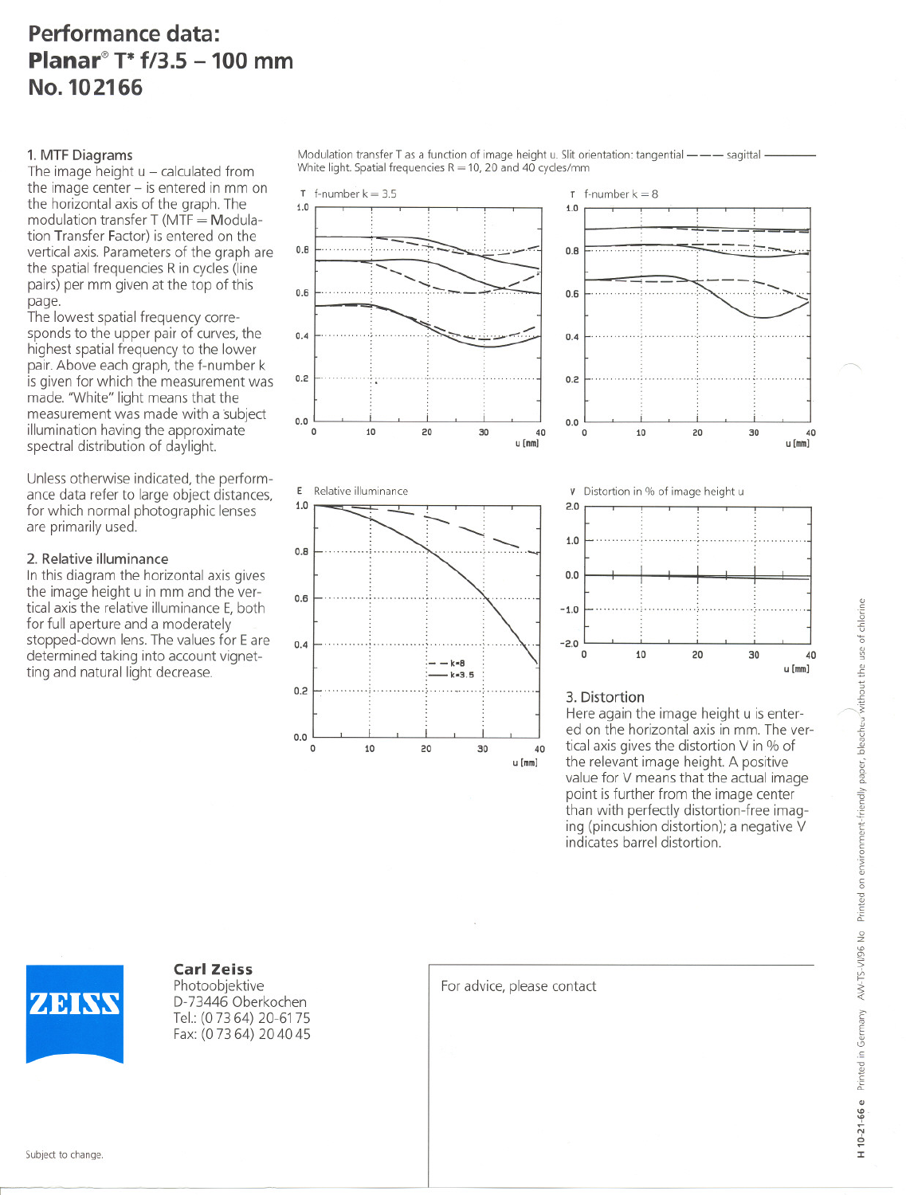# Performance data: Planar® T* f/3.5 – 100 mm No. 10 21 66

## 1. MTF Diagrams

The image height u – calculated from the image center – is entered in mm on the horizontal axis of the graph. The modulation transfer T (MTF = Modulation Transfer Factor) is entered on the vertical axis. Parameters of the graph are the spatial frequencies R in cycles (line pairs) per mm given at the top of this page.

The lowest spatial frequency corresponds to the upper pair of curves, the highest spatial frequency to the lower pair. Above each graph, the f-number k is given for which the measurement was made. "White" light means that the measurement was made with a subject illumination having the approximate spectral distribution of daylight.

Unless otherwise indicated, the performance data refer to large object distances, for which normal photographic lenses are primarily used.

Modulation transfer T as a function of image height u. Slit orientation: tangential – – – sagittal ———
White light. Spatial frequencies R = 10, 20 and 40 cycles/mm

T f-number k = 3.5
1.0
0.8
0.6
0.4
0.2
0.0
0 10 20 30 40
u [mm]

T f-number k = 8
1.0
0.8
0.6
0.4
0.2
0.0
0 10 20 30 40
u [mm]

## 2. Relative illuminance

In this diagram the horizontal axis gives the image height u in mm and the vertical axis the relative illuminance E, both for full aperture and a moderately stopped-down lens. The values for E are determined taking into account vignetting and natural light decrease.

E Relative illuminance
1.0
0.8
0.6
0.4
0.2
0.0
0 10 20 30 40
u [mm]
– – k=8
—— k=3.5

V Distortion in % of image height u
2.0
1.0
0.0
-1.0
-2.0
0 10 20 30 40
u [mm]

## 3. Distortion

Here again the image height u is entered on the horizontal axis in mm. The vertical axis gives the distortion V in % of the relevant image height. A positive value for V means that the actual image point is further from the image center than with perfectly distortion-free imaging (pincushion distortion); a negative V indicates barrel distortion.

**Carl Zeiss**
Photoobjektive
D-73446 Oberkochen
Tel.: (0 73 64) 20-61 75
Fax: (0 73 64) 20 40 45

For advice, please contact

Subject to change.

H 10-21-66 e Printed in Germany AW-TS-VI/96 No Printed on environment-friendly paper, bleached without the use of chlorine